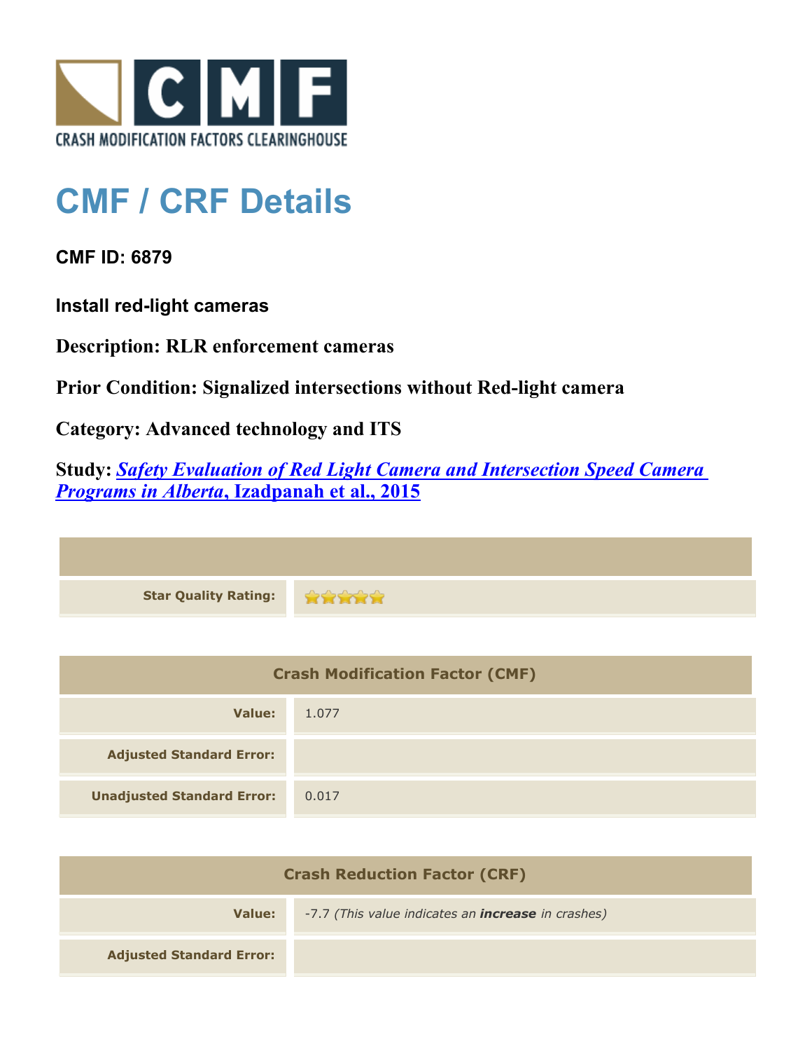CRASH MODIFICATION FACTORS CLEARINGHOUSE

# CMF / CRF Details

**CMF ID: 6879**

**Install red-light cameras**

**Description: RLR enforcement cameras**

**Prior Condition: Signalized intersections without Red-light camera**

**Category: Advanced technology and ITS**

**Study: *Safety Evaluation of Red Light Camera and Intersection Speed Camera Programs in Alberta*, Izadpanah et al., 2015**

| | |
|---|---|
| **Star Quality Rating:** | ★★★★★ |

| Crash Modification Factor (CMF) | |
|---|---|
| **Value:** | 1.077 |
| **Adjusted Standard Error:** | |
| **Unadjusted Standard Error:** | 0.017 |

| Crash Reduction Factor (CRF) | |
|---|---|
| **Value:** | *-7.7 (This value indicates an* ***increase*** *in crashes)* |
| **Adjusted Standard Error:** | |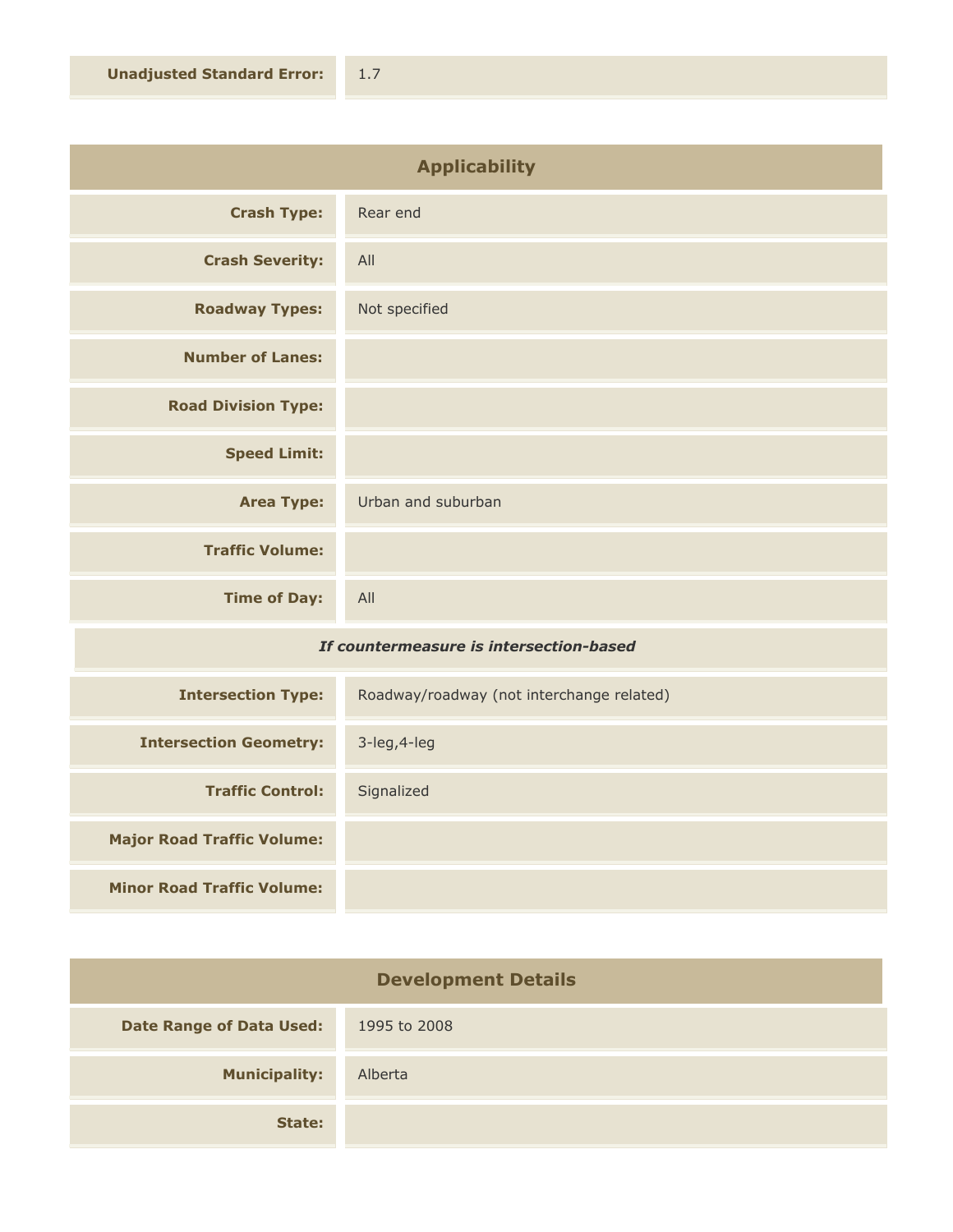| | |
|---|---|
| **Unadjusted Standard Error:** | 1.7 |

## Applicability

| | |
|---|---|
| **Crash Type:** | Rear end |
| **Crash Severity:** | All |
| **Roadway Types:** | Not specified |
| **Number of Lanes:** | |
| **Road Division Type:** | |
| **Speed Limit:** | |
| **Area Type:** | Urban and suburban |
| **Traffic Volume:** | |
| **Time of Day:** | All |

***If countermeasure is intersection-based***

| | |
|---|---|
| **Intersection Type:** | Roadway/roadway (not interchange related) |
| **Intersection Geometry:** | 3-leg,4-leg |
| **Traffic Control:** | Signalized |
| **Major Road Traffic Volume:** | |
| **Minor Road Traffic Volume:** | |

## Development Details

| | |
|---|---|
| **Date Range of Data Used:** | 1995 to 2008 |
| **Municipality:** | Alberta |
| **State:** | |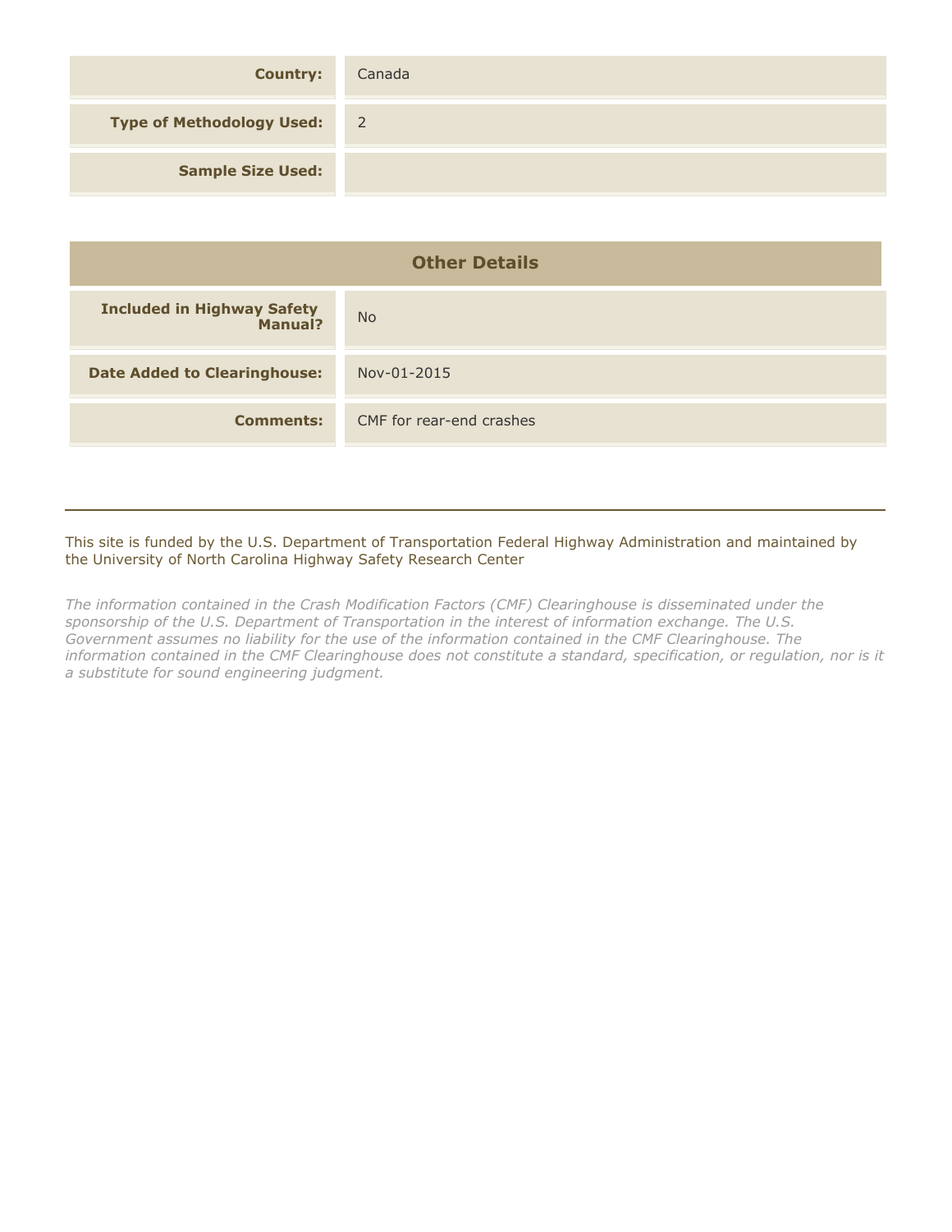| | |
|---|---|
| **Country:** | Canada |
| **Type of Methodology Used:** | 2 |
| **Sample Size Used:** | |

## Other Details

| | |
|---|---|
| **Included in Highway Safety Manual?** | No |
| **Date Added to Clearinghouse:** | Nov-01-2015 |
| **Comments:** | CMF for rear-end crashes |

---

This site is funded by the U.S. Department of Transportation Federal Highway Administration and maintained by the University of North Carolina Highway Safety Research Center

*The information contained in the Crash Modification Factors (CMF) Clearinghouse is disseminated under the sponsorship of the U.S. Department of Transportation in the interest of information exchange. The U.S. Government assumes no liability for the use of the information contained in the CMF Clearinghouse. The information contained in the CMF Clearinghouse does not constitute a standard, specification, or regulation, nor is it a substitute for sound engineering judgment.*